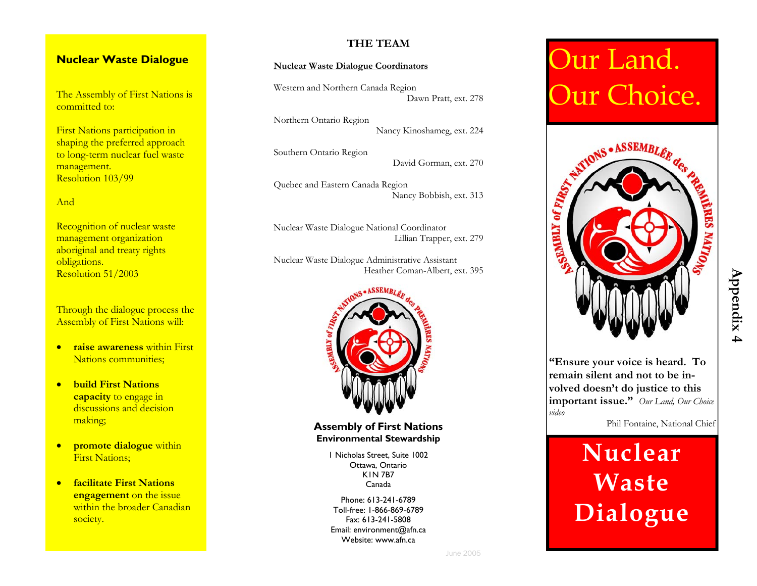## Nuclear Waste Dialogue

The Assembly of First Nations is committed to:

First Nations participation in shaping the preferred approach to long-term nuclear fuel waste management.
Resolution 103/99

And

Recognition of nuclear waste management organization aboriginal and treaty rights obligations.
Resolution 51/2003

Through the dialogue process the Assembly of First Nations will:

- **raise awareness** within First Nations communities;
- **build First Nations capacity** to engage in discussions and decision making;
- **promote dialogue** within First Nations;
- **facilitate First Nations engagement** on the issue within the broader Canadian society.

## THE TEAM

**Nuclear Waste Dialogue Coordinators**

Western and Northern Canada Region
Dawn Pratt, ext. 278

Northern Ontario Region
Nancy Kinoshameg, ext. 224

Southern Ontario Region
David Gorman, ext. 270

Quebec and Eastern Canada Region
Nancy Bobbish, ext. 313

Nuclear Waste Dialogue National Coordinator
Lillian Trapper, ext. 279

Nuclear Waste Dialogue Administrative Assistant
Heather Coman-Albert, ext. 395

ASSEMBLY of FIRST NATIONS • ASSEMBLÉE des PREMIÈRES NATIONS

**Assembly of First Nations**
**Environmental Stewardship**

1 Nicholas Street, Suite 1002
Ottawa, Ontario
K1N 7B7
Canada

Phone: 613-241-6789
Toll-free: 1-866-869-6789
Fax: 613-241-5808
Email: environment@afn.ca
Website: www.afn.ca

June 2005

# Our Land. Our Choice.

ASSEMBLY of FIRST NATIONS • ASSEMBLÉE des PREMIÈRES NATIONS

**"Ensure your voice is heard. To remain silent and not to be involved doesn't do justice to this important issue."** *Our Land, Our Choice video*

Phil Fontaine, National Chief

# Nuclear Waste Dialogue

**Appendix 4**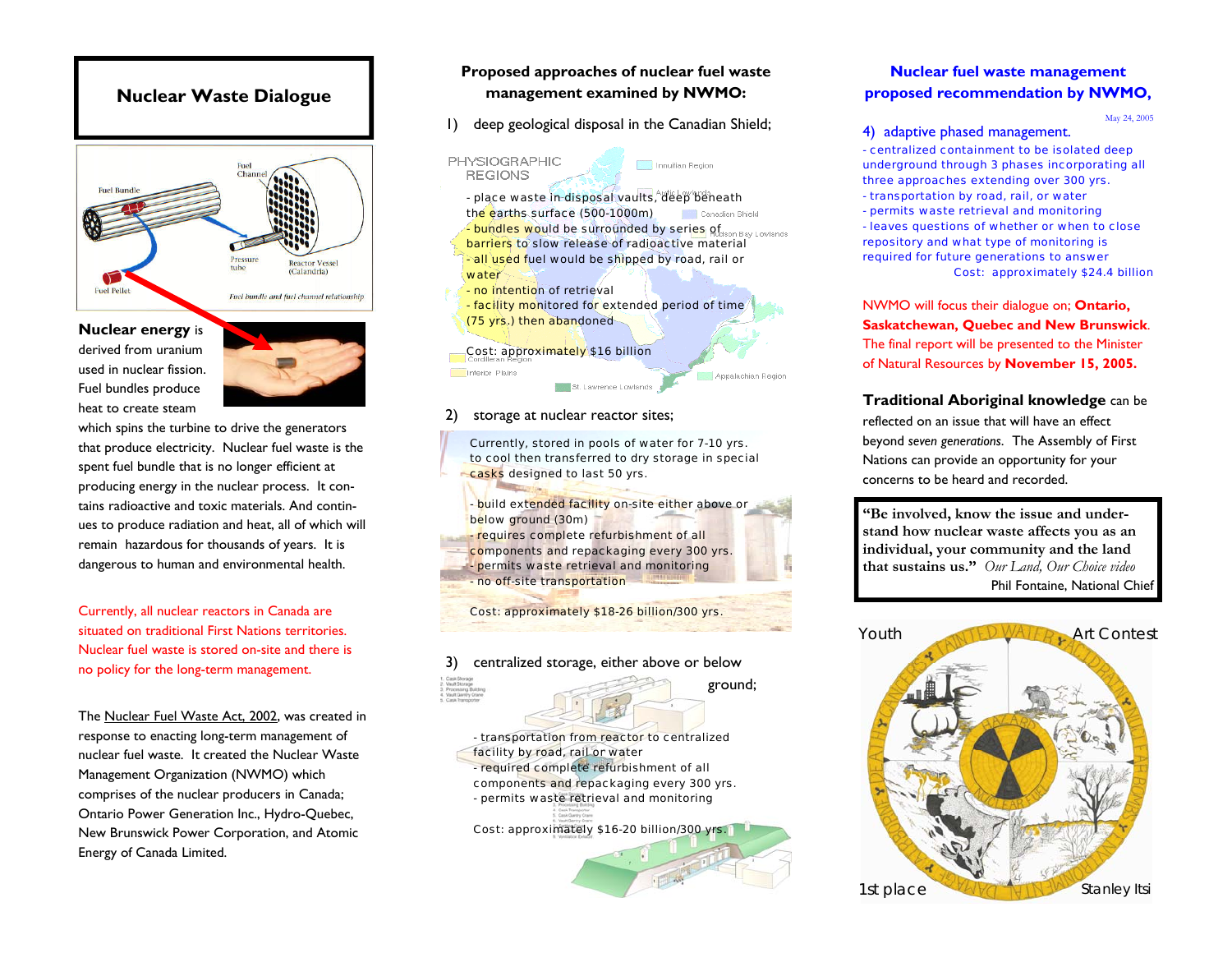# Nuclear Waste Dialogue

Fuel Bundle
Fuel Channel
Pressure tube
Reactor Vessel (Calandria)
Fuel Pellet
*Fuel bundle and fuel channel relationship*

**Nuclear energy** is derived from uranium used in nuclear fission. Fuel bundles produce heat to create steam which spins the turbine to drive the generators that produce electricity. Nuclear fuel waste is the spent fuel bundle that is no longer efficient at producing energy in the nuclear process. It contains radioactive and toxic materials. And continues to produce radiation and heat, all of which will remain hazardous for thousands of years. It is dangerous to human and environmental health.

Currently, all nuclear reactors in Canada are situated on traditional First Nations territories. Nuclear fuel waste is stored on-site and there is no policy for the long-term management.

The Nuclear Fuel Waste Act, 2002, was created in response to enacting long-term management of nuclear fuel waste. It created the Nuclear Waste Management Organization (NWMO) which comprises of the nuclear producers in Canada; Ontario Power Generation Inc., Hydro-Quebec, New Brunswick Power Corporation, and Atomic Energy of Canada Limited.

## Proposed approaches of nuclear fuel waste management examined by NWMO:

1) deep geological disposal in the Canadian Shield;

PHYSIOGRAPHIC REGIONS

Innuitian Region
Arctic Lowlands
Canadian Shield
Hudson Bay Lowlands
Cordilleran Region
Interior Plains
St. Lawrence Lowlands
Appalachian Region

- place waste in disposal vaults, deep beneath the earths surface (500-1000m)
- bundles would be surrounded by series of barriers to slow release of radioactive material
- all used fuel would be shipped by road, rail or water
- no intention of retrieval
- facility monitored for extended period of time (75 yrs.) then abandoned

Cost: approximately $16 billion

2) storage at nuclear reactor sites;

Currently, stored in pools of water for 7-10 yrs. to cool then transferred to dry storage in special casks designed to last 50 yrs.

- build extended facility on-site either above or below ground (30m)
- requires complete refurbishment of all components and repackaging every 300 yrs.
- permits waste retrieval and monitoring
- no off-site transportation

Cost: approximately $18-26 billion/300 yrs.

3) centralized storage, either above or below ground;

- transportation from reactor to centralized facility by road, rail or water
- required complete refurbishment of all components and repackaging every 300 yrs.
- permits waste retrieval and monitoring

Cost: approximately $16-20 billion/300 yrs.

## Nuclear fuel waste management proposed recommendation by NWMO,

May 24, 2005

4) adaptive phased management.

- centralized containment to be isolated deep underground through 3 phases incorporating all three approaches extending over 300 yrs.
- transportation by road, rail, or water
- permits waste retrieval and monitoring
- leaves questions of whether or when to close repository and what type of monitoring is required for future generations to answer

Cost: approximately $24.4 billion

NWMO will focus their dialogue on; **Ontario, Saskatchewan, Quebec and New Brunswick**. The final report will be presented to the Minister of Natural Resources by **November 15, 2005.**

**Traditional Aboriginal knowledge** can be reflected on an issue that will have an effect beyond *seven generations*. The Assembly of First Nations can provide an opportunity for your concerns to be heard and recorded.

> **"Be involved, know the issue and understand how nuclear waste affects you as an individual, your community and the land that sustains us."** *Our Land, Our Choice video*
>
> Phil Fontaine, National Chief

Youth Art Contest

1st place Stanley Itsi